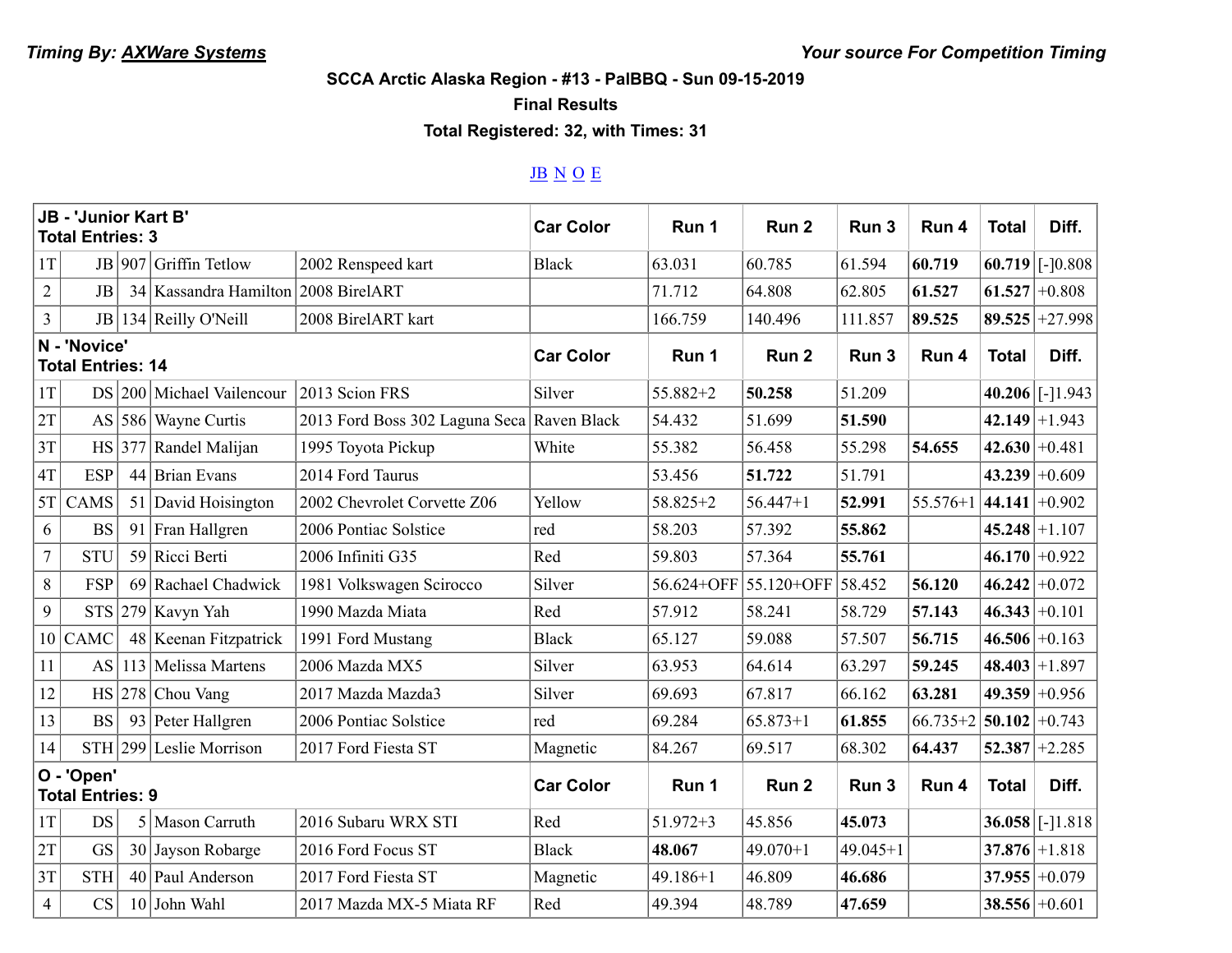*Timing By: AXWare Systems* *Your source For Competition Timing*

**SCCA Arctic Alaska Region - #13 - PalBBQ - Sun 09-15-2019**

**Final Results**

**Total Registered: 32, with Times: 31**

JB N O E

| **JB - 'Junior Kart B' Total Entries: 3** | | | | | **Car Color** | **Run 1** | **Run 2** | **Run 3** | **Run 4** | **Total** | **Diff.** |
|---|---|---|---|---|---|---|---|---|---|---|---|
| 1T | JB | 907 | Griffin Tetlow | 2002 Renspeed kart | Black | 63.031 | 60.785 | 61.594 | **60.719** | **60.719** | [-]0.808 |
| 2 | JB | 34 | Kassandra Hamilton | 2008 BirelART | | 71.712 | 64.808 | 62.805 | **61.527** | **61.527** | +0.808 |
| 3 | JB | 134 | Reilly O'Neill | 2008 BirelART kart | | 166.759 | 140.496 | 111.857 | **89.525** | **89.525** | +27.998 |
| **N - 'Novice' Total Entries: 14** | | | | | **Car Color** | **Run 1** | **Run 2** | **Run 3** | **Run 4** | **Total** | **Diff.** |
| 1T | DS | 200 | Michael Vailencour | 2013 Scion FRS | Silver | 55.882+2 | **50.258** | 51.209 | | **40.206** | [-]1.943 |
| 2T | AS | 586 | Wayne Curtis | 2013 Ford Boss 302 Laguna Seca | Raven Black | 54.432 | 51.699 | **51.590** | | **42.149** | +1.943 |
| 3T | HS | 377 | Randel Malijan | 1995 Toyota Pickup | White | 55.382 | 56.458 | 55.298 | **54.655** | **42.630** | +0.481 |
| 4T | ESP | 44 | Brian Evans | 2014 Ford Taurus | | 53.456 | **51.722** | 51.791 | | **43.239** | +0.609 |
| 5T | CAMS | 51 | David Hoisington | 2002 Chevrolet Corvette Z06 | Yellow | 58.825+2 | 56.447+1 | **52.991** | 55.576+1 | **44.141** | +0.902 |
| 6 | BS | 91 | Fran Hallgren | 2006 Pontiac Solstice | red | 58.203 | 57.392 | **55.862** | | **45.248** | +1.107 |
| 7 | STU | 59 | Ricci Berti | 2006 Infiniti G35 | Red | 59.803 | 57.364 | **55.761** | | **46.170** | +0.922 |
| 8 | FSP | 69 | Rachael Chadwick | 1981 Volkswagen Scirocco | Silver | 56.624+OFF | 55.120+OFF | 58.452 | **56.120** | **46.242** | +0.072 |
| 9 | STS | 279 | Kavyn Yah | 1990 Mazda Miata | Red | 57.912 | 58.241 | 58.729 | **57.143** | **46.343** | +0.101 |
| 10 | CAMC | 48 | Keenan Fitzpatrick | 1991 Ford Mustang | Black | 65.127 | 59.088 | 57.507 | **56.715** | **46.506** | +0.163 |
| 11 | AS | 113 | Melissa Martens | 2006 Mazda MX5 | Silver | 63.953 | 64.614 | 63.297 | **59.245** | **48.403** | +1.897 |
| 12 | HS | 278 | Chou Vang | 2017 Mazda Mazda3 | Silver | 69.693 | 67.817 | 66.162 | **63.281** | **49.359** | +0.956 |
| 13 | BS | 93 | Peter Hallgren | 2006 Pontiac Solstice | red | 69.284 | 65.873+1 | **61.855** | 66.735+2 | **50.102** | +0.743 |
| 14 | STH | 299 | Leslie Morrison | 2017 Ford Fiesta ST | Magnetic | 84.267 | 69.517 | 68.302 | **64.437** | **52.387** | +2.285 |
| **O - 'Open' Total Entries: 9** | | | | | **Car Color** | **Run 1** | **Run 2** | **Run 3** | **Run 4** | **Total** | **Diff.** |
| 1T | DS | 5 | Mason Carruth | 2016 Subaru WRX STI | Red | 51.972+3 | 45.856 | **45.073** | | **36.058** | [-]1.818 |
| 2T | GS | 30 | Jayson Robarge | 2016 Ford Focus ST | Black | **48.067** | 49.070+1 | 49.045+1 | | **37.876** | +1.818 |
| 3T | STH | 40 | Paul Anderson | 2017 Ford Fiesta ST | Magnetic | 49.186+1 | 46.809 | **46.686** | | **37.955** | +0.079 |
| 4 | CS | 10 | John Wahl | 2017 Mazda MX-5 Miata RF | Red | 49.394 | 48.789 | **47.659** | | **38.556** | +0.601 |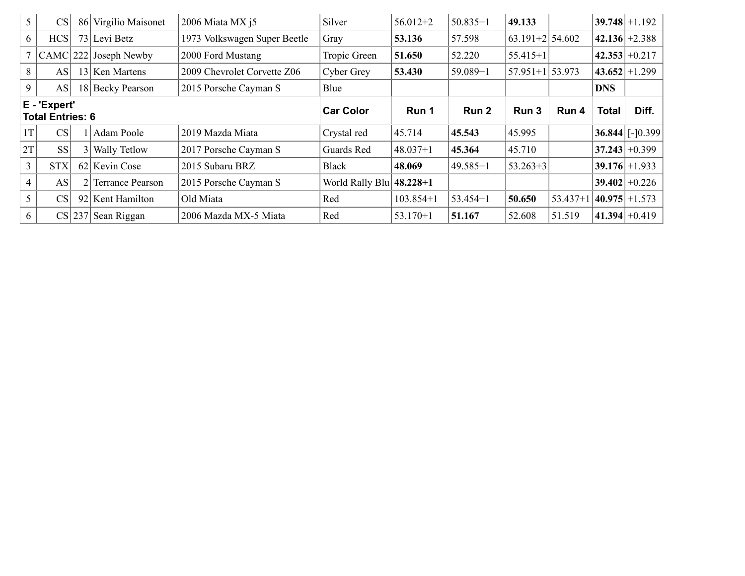| | | | | | | | | | | | |
|---|---|---|---|---|---|---|---|---|---|---|---|
| 5 | CS | 86 | Virgilio Maisonet | 2006 Miata MX j5 | Silver | 56.012+2 | 50.835+1 | **49.133** | | **39.748** | +1.192 |
| 6 | HCS | 73 | Levi Betz | 1973 Volkswagen Super Beetle | Gray | **53.136** | 57.598 | 63.191+2 | 54.602 | **42.136** | +2.388 |
| 7 | CAMC | 222 | Joseph Newby | 2000 Ford Mustang | Tropic Green | **51.650** | 52.220 | 55.415+1 | | **42.353** | +0.217 |
| 8 | AS | 13 | Ken Martens | 2009 Chevrolet Corvette Z06 | Cyber Grey | **53.430** | 59.089+1 | 57.951+1 | 53.973 | **43.652** | +1.299 |
| 9 | AS | 18 | Becky Pearson | 2015 Porsche Cayman S | Blue | | | | | **DNS** | |
| **E - 'Expert' Total Entries: 6** | | | | | **Car Color** | **Run 1** | **Run 2** | **Run 3** | **Run 4** | **Total** | **Diff.** |
| 1T | CS | 1 | Adam Poole | 2019 Mazda Miata | Crystal red | 45.714 | **45.543** | 45.995 | | **36.844** | [-]0.399 |
| 2T | SS | 3 | Wally Tetlow | 2017 Porsche Cayman S | Guards Red | 48.037+1 | **45.364** | 45.710 | | **37.243** | +0.399 |
| 3 | STX | 62 | Kevin Cose | 2015 Subaru BRZ | Black | **48.069** | 49.585+1 | 53.263+3 | | **39.176** | +1.933 |
| 4 | AS | 2 | Terrance Pearson | 2015 Porsche Cayman S | World Rally Blu | **48.228+1** | | | | **39.402** | +0.226 |
| 5 | CS | 92 | Kent Hamilton | Old Miata | Red | 103.854+1 | 53.454+1 | **50.650** | 53.437+1 | **40.975** | +1.573 |
| 6 | CS | 237 | Sean Riggan | 2006 Mazda MX-5 Miata | Red | 53.170+1 | **51.167** | 52.608 | 51.519 | **41.394** | +0.419 |